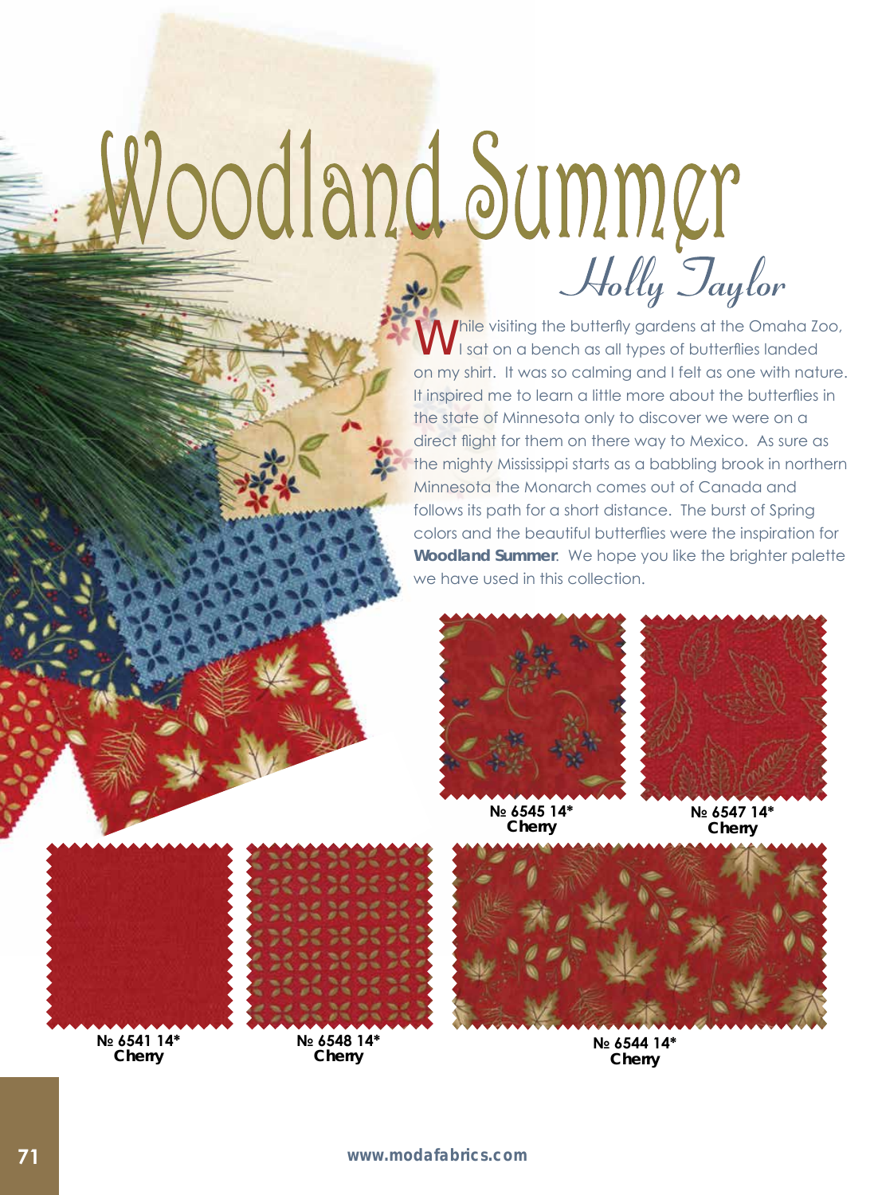# Woodland Summer

*Holly Taylor*

While visiting the butterfly gardens at the Omaha Zoo, I sat on a bench as all types of butterflies landed on my shirt. It was so calming and I felt as one with nature. It inspired me to learn a little more about the butterflies in the state of Minnesota only to discover we were on a direct flight for them on there way to Mexico. As sure as the mighty Mississippi starts as a babbling brook in northern Minnesota the Monarch comes out of Canada and follows its path for a short distance. The burst of Spring colors and the beautiful butterflies were the inspiration for **Woodland Summer**. We hope you like the brighter palette we have used in this collection.

**№ 6545 14***
**Cherry**

**№ 6547 14***
**Cherry**

**№ 6541 14***
**Cherry**

**№ 6548 14***
**Cherry**

**№ 6544 14***
**Cherry**

**www.modafabrics.com**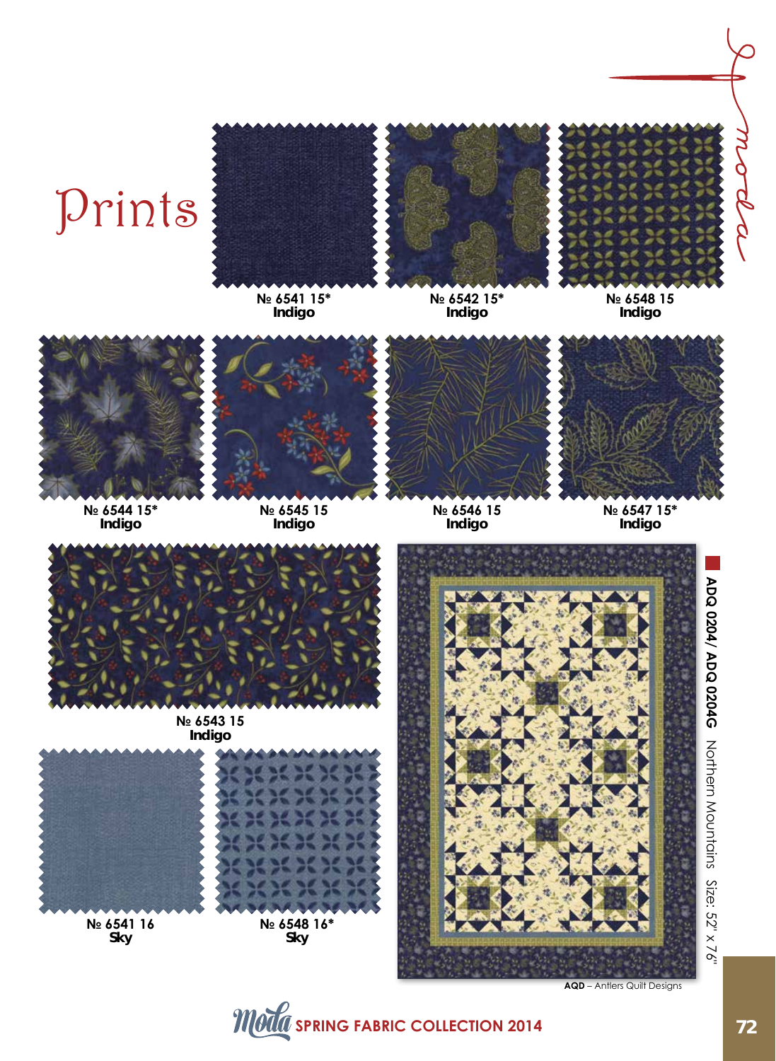# Prints

№ 6541 15*
**Indigo**

№ 6542 15*
**Indigo**

№ 6548 15
**Indigo**

№ 6544 15*
**Indigo**

№ 6545 15
**Indigo**

№ 6546 15
**Indigo**

№ 6547 15*
**Indigo**

№ 6543 15
**Indigo**

№ 6541 16
**Sky**

№ 6548 16*
**Sky**

**ADQ 0204/ ADQ 0204G** Northern Mountains Size: 52" x 76"

**AQD** – Antlers Quilt Designs

SPRING FABRIC COLLECTION 2014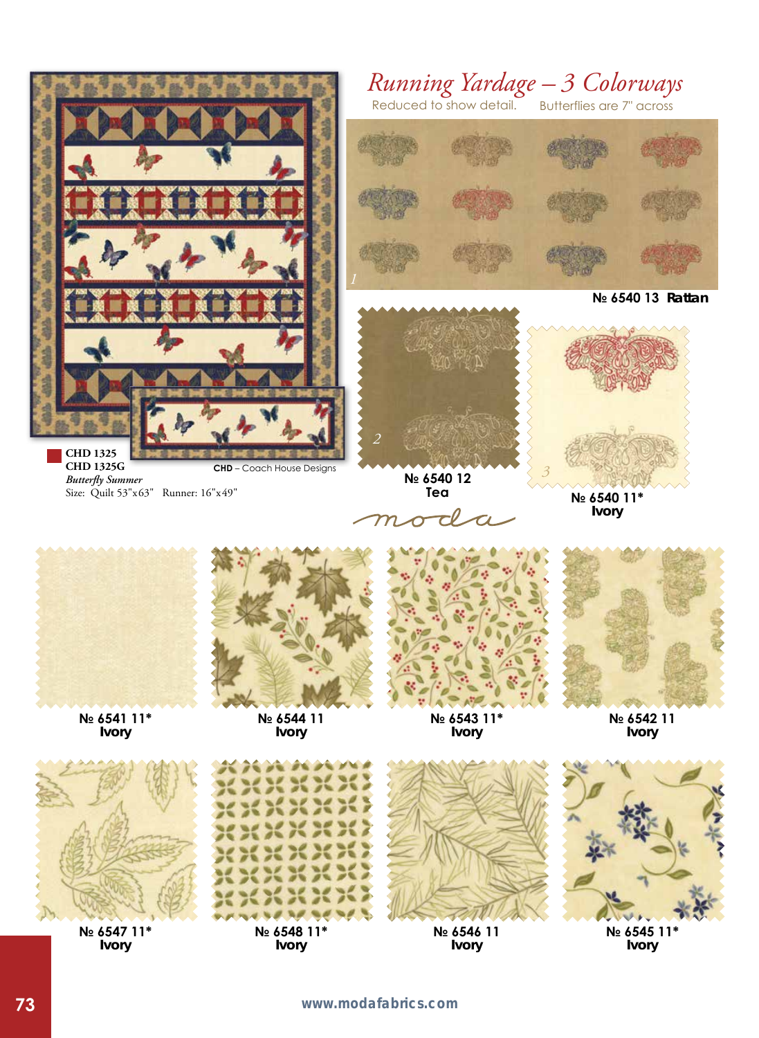## *Running Yardage – 3 Colorways*

Reduced to show detail. Butterflies are 7" across

1

№ 6540 13 **Rattan**

2

№ 6540 12
**Tea**

3

№ 6540 11*
**Ivory**

**CHD 1325**
**CHD 1325G**
***Butterfly Summer***
Size: Quilt 53"x63" Runner: 16"x49"

**CHD** – Coach House Designs

moda

№ 6541 11*
**Ivory**

№ 6544 11
**Ivory**

№ 6543 11*
**Ivory**

№ 6542 11
**Ivory**

№ 6547 11*
**Ivory**

№ 6548 11*
**Ivory**

№ 6546 11
**Ivory**

№ 6545 11*
**Ivory**

www.modafabrics.com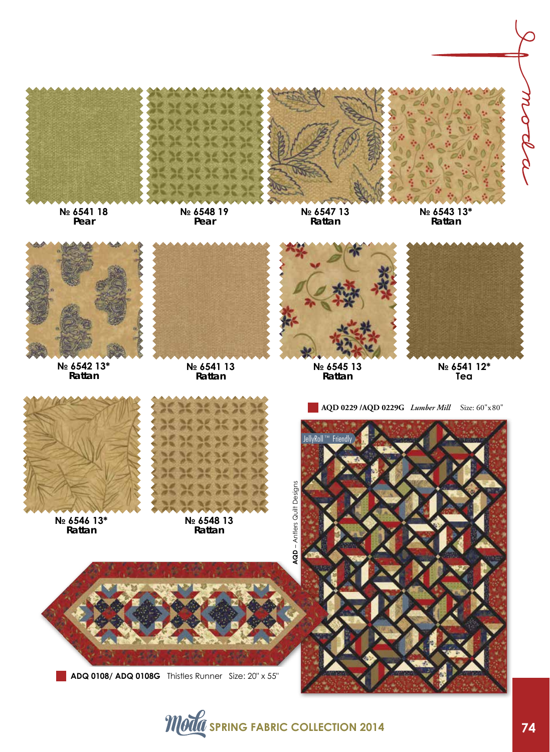№ 6541 18
Pear

№ 6548 19
Pear

№ 6547 13
Rattan

№ 6543 13*
Rattan

№ 6542 13*
Rattan

№ 6541 13
Rattan

№ 6545 13
Rattan

№ 6541 12*
Tea

№ 6546 13*
Rattan

№ 6548 13
Rattan

**AQD 0229 /AQD 0229G** *Lumber Mill* Size: 60"x 80"

JellyRoll™ Friendly

**AQD** – Antlers Quilt Designs

**ADQ 0108/ ADQ 0108G** Thistles Runner Size: 20" x 55"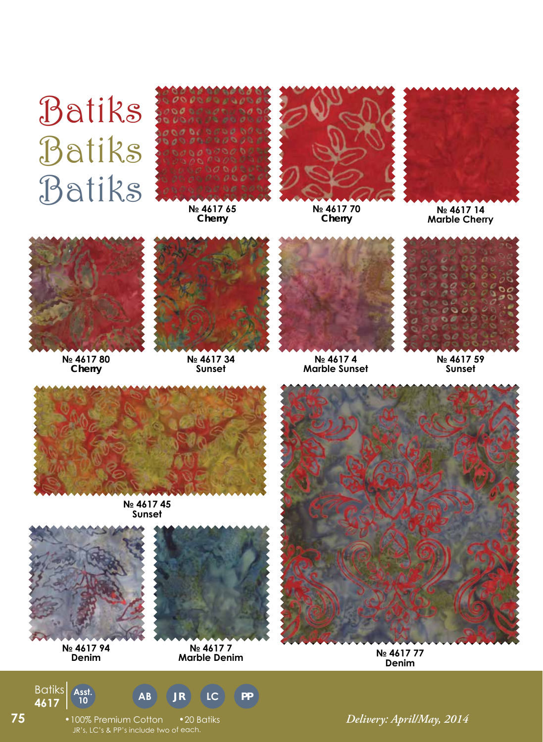# Batiks Batiks Batiks

№ 4617 65
**Cherry**

№ 4617 70
**Cherry**

№ 4617 14
**Marble Cherry**

№ 4617 80
**Cherry**

№ 4617 34
**Sunset**

№ 4617 4
**Marble Sunset**

№ 4617 59
**Sunset**

№ 4617 45
**Sunset**

№ 4617 94
**Denim**

№ 4617 7
**Marble Denim**

№ 4617 77
**Denim**

Batiks **4617** | Asst. 10 | AB | JR | LC | PP

- 100% Premium Cotton
- 20 Batiks

JR's, LC's & PP's include two of each.

*Delivery: April/May, 2014*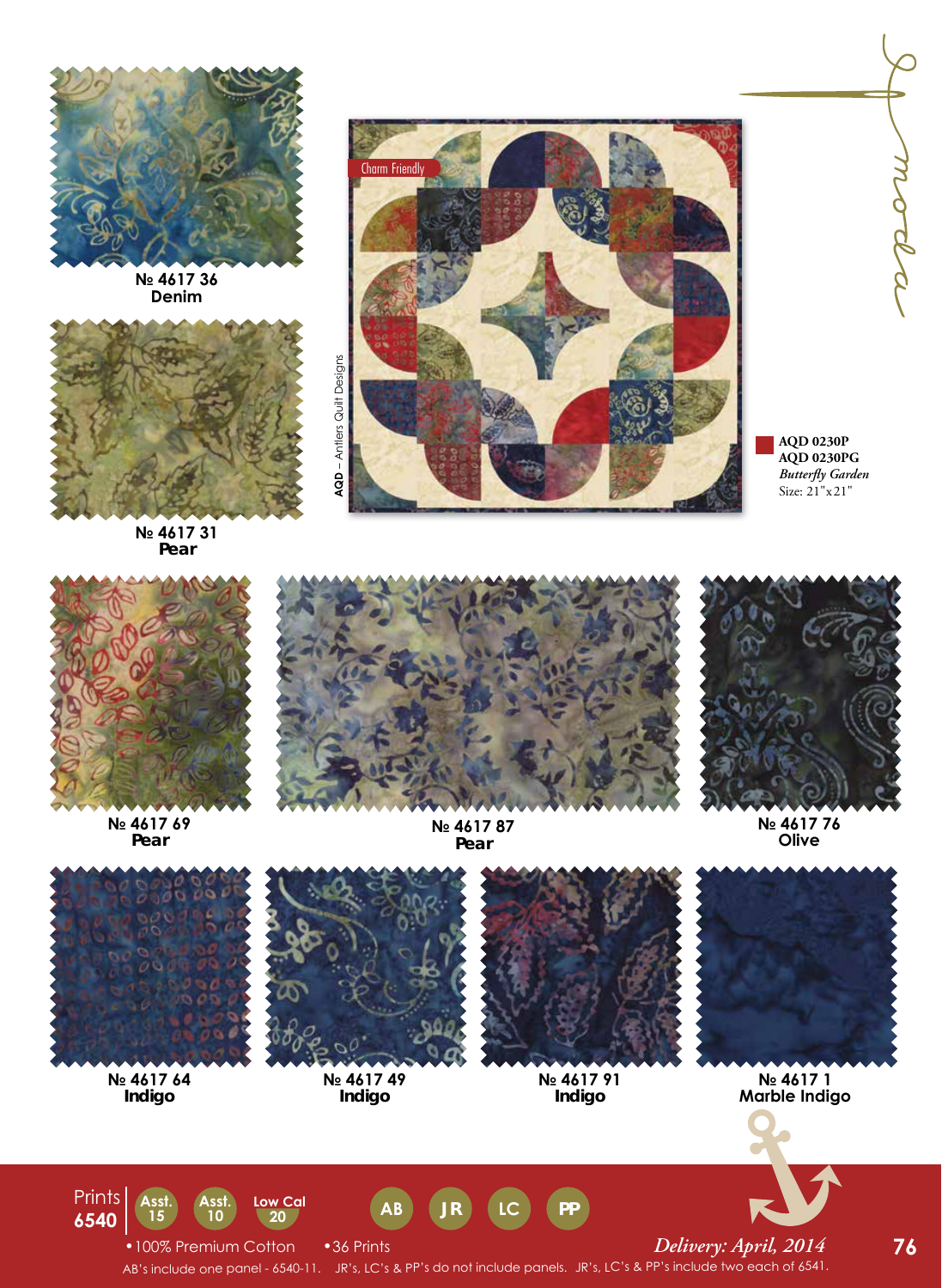№ 4617 36
**Denim**

№ 4617 31
**Pear**

Charm Friendly

**AQD** – Antlers Quilt Designs

**AQD 0230P**
**AQD 0230PG**
***Butterfly Garden***
Size: 21"x21"

№ 4617 69
**Pear**

№ 4617 87
**Pear**

№ 4617 76
**Olive**

№ 4617 64
**Indigo**

№ 4617 49
**Indigo**

№ 4617 91
**Indigo**

№ 4617 1
**Marble Indigo**

Prints **6540** | Asst. 15 | Asst. 10 | Low Cal 20 | AB | JR | LC | PP

- 100% Premium Cotton
- 36 Prints

*Delivery: April, 2014*

AB's include one panel - 6540-11. JR's, LC's & PP's do not include panels. JR's, LC's & PP's include two each of 6541.